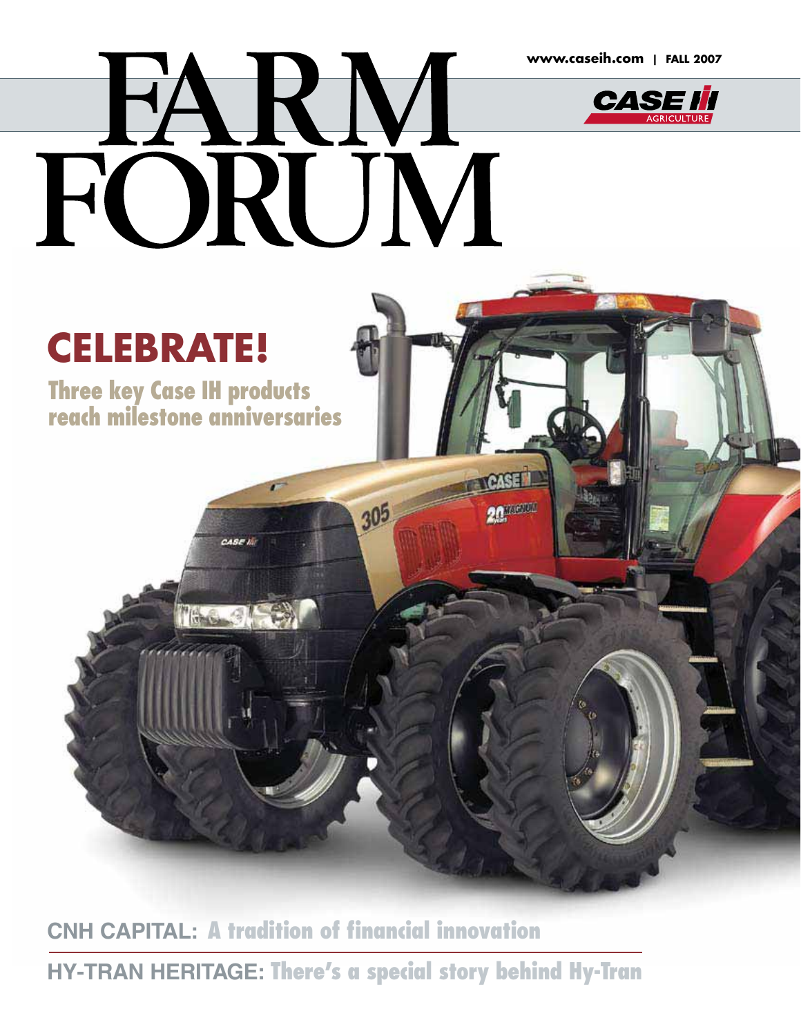www.caseih.com | FALL 2007

# FARM FORUM

## CELEBRATE!

**Three key Case IH products reach milestone anniversaries**

**CNH CAPITAL:** A tradition of financial innovation

**HY-TRAN HERITAGE:** There's a special story behind Hy-Tran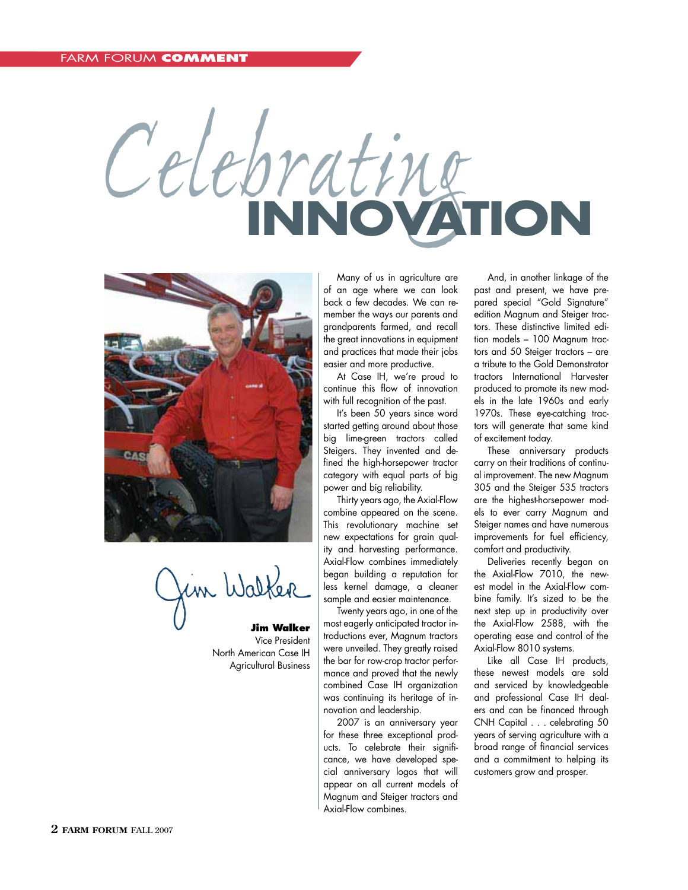# Celebrating INNOVATION

Jim Walker

**Jim Walker**
Vice President
North American Case IH
Agricultural Business

Many of us in agriculture are of an age where we can look back a few decades. We can remember the ways our parents and grandparents farmed, and recall the great innovations in equipment and practices that made their jobs easier and more productive.

At Case IH, we're proud to continue this flow of innovation with full recognition of the past.

It's been 50 years since word started getting around about those big lime-green tractors called Steigers. They invented and defined the high-horsepower tractor category with equal parts of big power and big reliability.

Thirty years ago, the Axial-Flow combine appeared on the scene. This revolutionary machine set new expectations for grain quality and harvesting performance. Axial-Flow combines immediately began building a reputation for less kernel damage, a cleaner sample and easier maintenance.

Twenty years ago, in one of the most eagerly anticipated tractor introductions ever, Magnum tractors were unveiled. They greatly raised the bar for row-crop tractor performance and proved that the newly combined Case IH organization was continuing its heritage of innovation and leadership.

2007 is an anniversary year for these three exceptional products. To celebrate their significance, we have developed special anniversary logos that will appear on all current models of Magnum and Steiger tractors and Axial-Flow combines.

And, in another linkage of the past and present, we have prepared special "Gold Signature" edition Magnum and Steiger tractors. These distinctive limited edition models – 100 Magnum tractors and 50 Steiger tractors – are a tribute to the Gold Demonstrator tractors International Harvester produced to promote its new models in the late 1960s and early 1970s. These eye-catching tractors will generate that same kind of excitement today.

These anniversary products carry on their traditions of continual improvement. The new Magnum 305 and the Steiger 535 tractors are the highest-horsepower models to ever carry Magnum and Steiger names and have numerous improvements for fuel efficiency, comfort and productivity.

Deliveries recently began on the Axial-Flow 7010, the newest model in the Axial-Flow combine family. It's sized to be the next step up in productivity over the Axial-Flow 2588, with the operating ease and control of the Axial-Flow 8010 systems.

Like all Case IH products, these newest models are sold and serviced by knowledgeable and professional Case IH dealers and can be financed through CNH Capital . . . celebrating 50 years of serving agriculture with a broad range of financial services and a commitment to helping its customers grow and prosper.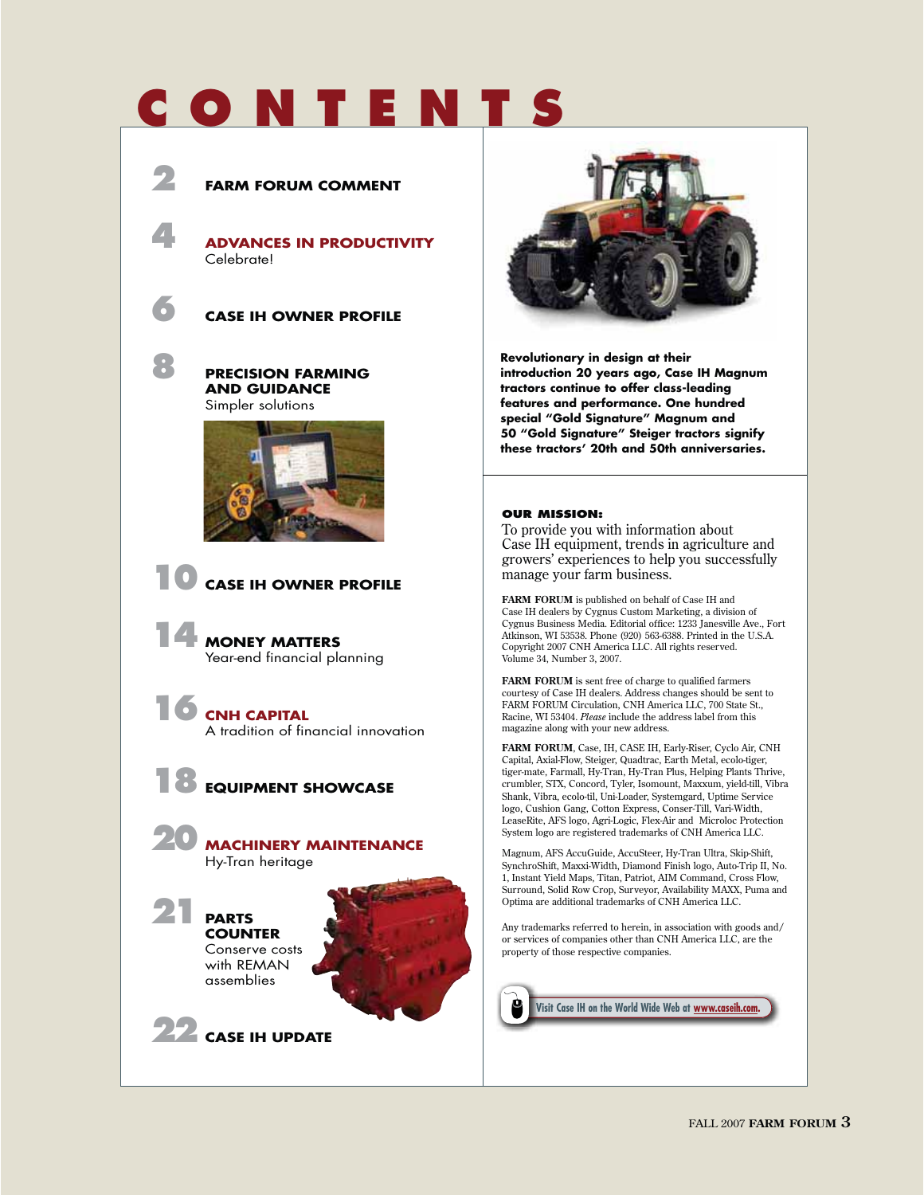# CONTENTS

**2** FARM FORUM COMMENT

**4** ADVANCES IN PRODUCTIVITY
Celebrate!

**6** CASE IH OWNER PROFILE

**8** PRECISION FARMING AND GUIDANCE
Simpler solutions

**10** CASE IH OWNER PROFILE

**14** MONEY MATTERS
Year-end financial planning

**16** CNH CAPITAL
A tradition of financial innovation

**18** EQUIPMENT SHOWCASE

**20** MACHINERY MAINTENANCE
Hy-Tran heritage

**21** PARTS COUNTER
Conserve costs with REMAN assemblies

**22** CASE IH UPDATE

**Revolutionary in design at their introduction 20 years ago, Case IH Magnum tractors continue to offer class-leading features and performance. One hundred special "Gold Signature" Magnum and 50 "Gold Signature" Steiger tractors signify these tractors' 20th and 50th anniversaries.**

**OUR MISSION:**

To provide you with information about Case IH equipment, trends in agriculture and growers' experiences to help you successfully manage your farm business.

**FARM FORUM** is published on behalf of Case IH and Case IH dealers by Cygnus Custom Marketing, a division of Cygnus Business Media. Editorial office: 1233 Janesville Ave., Fort Atkinson, WI 53538. Phone (920) 563-6388. Printed in the U.S.A. Copyright 2007 CNH America LLC. All rights reserved. Volume 34, Number 3, 2007.

**FARM FORUM** is sent free of charge to qualified farmers courtesy of Case IH dealers. Address changes should be sent to FARM FORUM Circulation, CNH America LLC, 700 State St., Racine, WI 53404. *Please* include the address label from this magazine along with your new address.

**FARM FORUM**, Case, IH, CASE IH, Early-Riser, Cyclo Air, CNH Capital, Axial-Flow, Steiger, Quadtrac, Earth Metal, ecolo-tiger, tiger-mate, Farmall, Hy-Tran, Hy-Tran Plus, Helping Plants Thrive, crumbler, STX, Concord, Tyler, Isomount, Maxxum, yield-till, Vibra Shank, Vibra, ecolo-til, Uni-Loader, Systemgard, Uptime Service logo, Cushion Gang, Cotton Express, Conser-Till, Vari-Width, LeaseRite, AFS logo, Agri-Logic, Flex-Air and Microloc Protection System logo are registered trademarks of CNH America LLC.

Magnum, AFS AccuGuide, AccuSteer, Hy-Tran Ultra, Skip-Shift, SynchroShift, Maxxi-Width, Diamond Finish logo, Auto-Trip II, No. 1, Instant Yield Maps, Titan, Patriot, AIM Command, Cross Flow, Surround, Solid Row Crop, Surveyor, Availability MAXX, Puma and Optima are additional trademarks of CNH America LLC.

Any trademarks referred to herein, in association with goods and/or services of companies other than CNH America LLC, are the property of those respective companies.

Visit Case IH on the World Wide Web at www.caseih.com.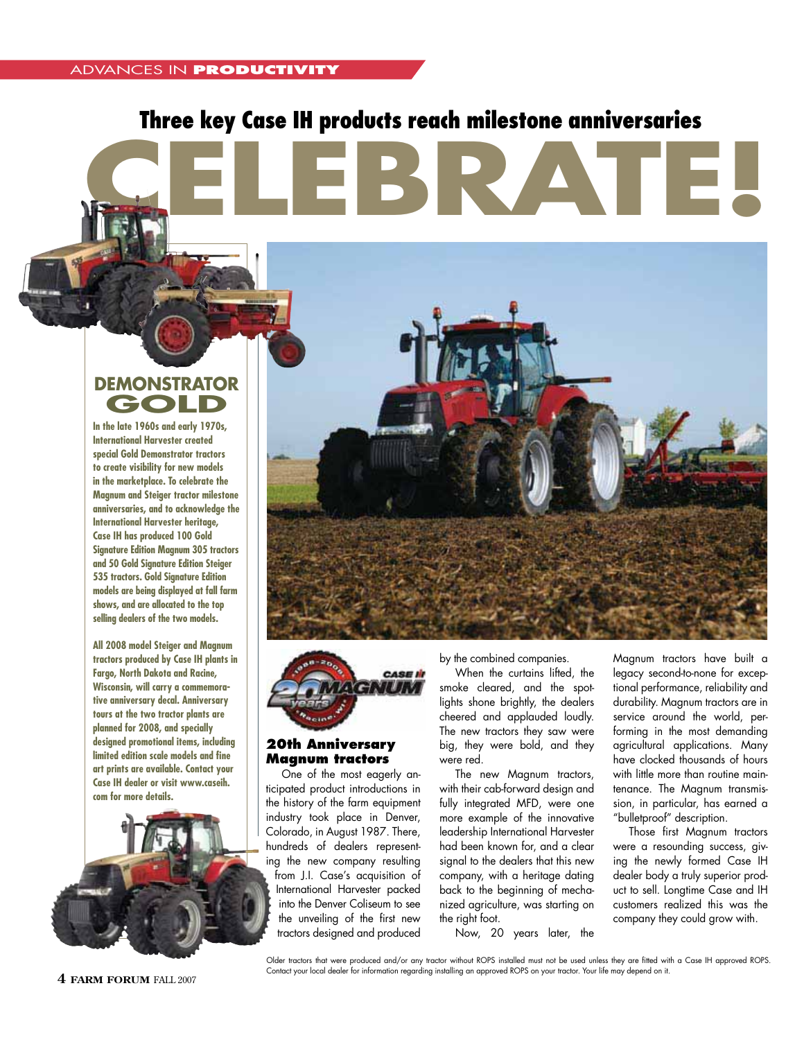ADVANCES IN **PRODUCTIVITY**

## Three key Case IH products reach milestone anniversaries

# CELEBRATE!

### DEMONSTRATOR GOLD

**In the late 1960s and early 1970s, International Harvester created special Gold Demonstrator tractors to create visibility for new models in the marketplace. To celebrate the Magnum and Steiger tractor milestone anniversaries, and to acknowledge the International Harvester heritage, Case IH has produced 100 Gold Signature Edition Magnum 305 tractors and 50 Gold Signature Edition Steiger 535 tractors. Gold Signature Edition models are being displayed at fall farm shows, and are allocated to the top selling dealers of the two models.**

**All 2008 model Steiger and Magnum tractors produced by Case IH plants in Fargo, North Dakota and Racine, Wisconsin, will carry a commemorative anniversary decal. Anniversary tours at the two tractor plants are planned for 2008, and specially designed promotional items, including limited edition scale models and fine art prints are available. Contact your Case IH dealer or visit www.caseih.com for more details.**

### 20th Anniversary Magnum tractors

One of the most eagerly anticipated product introductions in the history of the farm equipment industry took place in Denver, Colorado, in August 1987. There, hundreds of dealers representing the new company resulting from J.I. Case's acquisition of International Harvester packed into the Denver Coliseum to see the unveiling of the first new tractors designed and produced by the combined companies.

When the curtains lifted, the smoke cleared, and the spotlights shone brightly, the dealers cheered and applauded loudly. The new tractors they saw were big, they were bold, and they were red.

The new Magnum tractors, with their cab-forward design and fully integrated MFD, were one more example of the innovative leadership International Harvester had been known for, and a clear signal to the dealers that this new company, with a heritage dating back to the beginning of mechanized agriculture, was starting on the right foot.

Now, 20 years later, the Magnum tractors have built a legacy second-to-none for exceptional performance, reliability and durability. Magnum tractors are in service around the world, performing in the most demanding agricultural applications. Many have clocked thousands of hours with little more than routine maintenance. The Magnum transmission, in particular, has earned a "bulletproof" description.

Those first Magnum tractors were a resounding success, giving the newly formed Case IH dealer body a truly superior product to sell. Longtime Case and IH customers realized this was the company they could grow with.

Older tractors that were produced and/or any tractor without ROPS installed must not be used unless they are fitted with a Case IH approved ROPS. Contact your local dealer for information regarding installing an approved ROPS on your tractor. Your life may depend on it.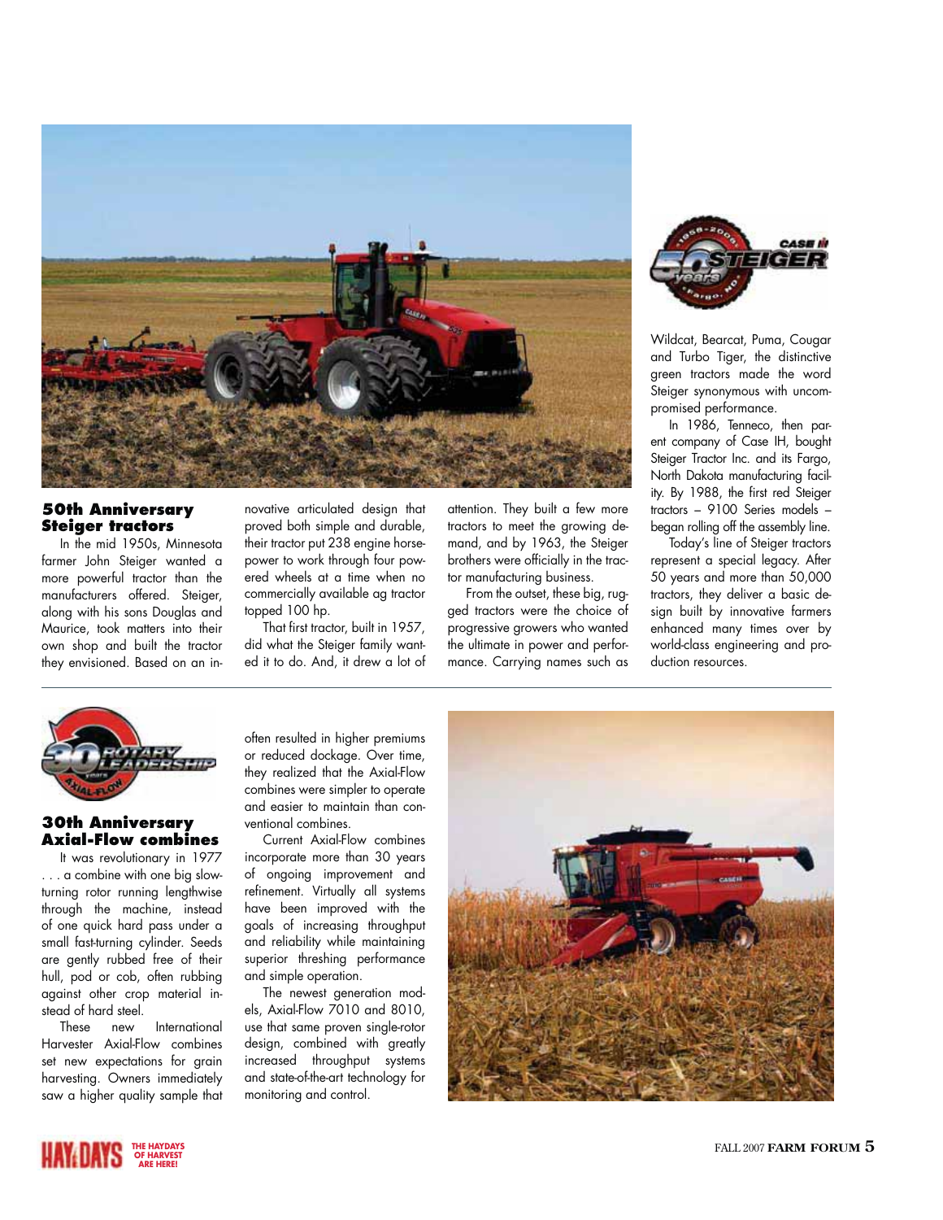## 50th Anniversary Steiger tractors

In the mid 1950s, Minnesota farmer John Steiger wanted a more powerful tractor than the manufacturers offered. Steiger, along with his sons Douglas and Maurice, took matters into their own shop and built the tractor they envisioned. Based on an innovative articulated design that proved both simple and durable, their tractor put 238 engine horsepower to work through four powered wheels at a time when no commercially available ag tractor topped 100 hp.

That first tractor, built in 1957, did what the Steiger family wanted it to do. And, it drew a lot of attention. They built a few more tractors to meet the growing demand, and by 1963, the Steiger brothers were officially in the tractor manufacturing business.

From the outset, these big, rugged tractors were the choice of progressive growers who wanted the ultimate in power and performance. Carrying names such as Wildcat, Bearcat, Puma, Cougar and Turbo Tiger, the distinctive green tractors made the word Steiger synonymous with uncompromised performance.

In 1986, Tenneco, then parent company of Case IH, bought Steiger Tractor Inc. and its Fargo, North Dakota manufacturing facility. By 1988, the first red Steiger tractors – 9100 Series models – began rolling off the assembly line.

Today's line of Steiger tractors represent a special legacy. After 50 years and more than 50,000 tractors, they deliver a basic design built by innovative farmers enhanced many times over by world-class engineering and production resources.

## 30th Anniversary Axial-Flow combines

It was revolutionary in 1977 . . . a combine with one big slow-turning rotor running lengthwise through the machine, instead of one quick hard pass under a small fast-turning cylinder. Seeds are gently rubbed free of their hull, pod or cob, often rubbing against other crop material instead of hard steel.

These new International Harvester Axial-Flow combines set new expectations for grain harvesting. Owners immediately saw a higher quality sample that often resulted in higher premiums or reduced dockage. Over time, they realized that the Axial-Flow combines were simpler to operate and easier to maintain than conventional combines.

Current Axial-Flow combines incorporate more than 30 years of ongoing improvement and refinement. Virtually all systems have been improved with the goals of increasing throughput and reliability while maintaining superior threshing performance and simple operation.

The newest generation models, Axial-Flow 7010 and 8010, use that same proven single-rotor design, combined with greatly increased throughput systems and state-of-the-art technology for monitoring and control.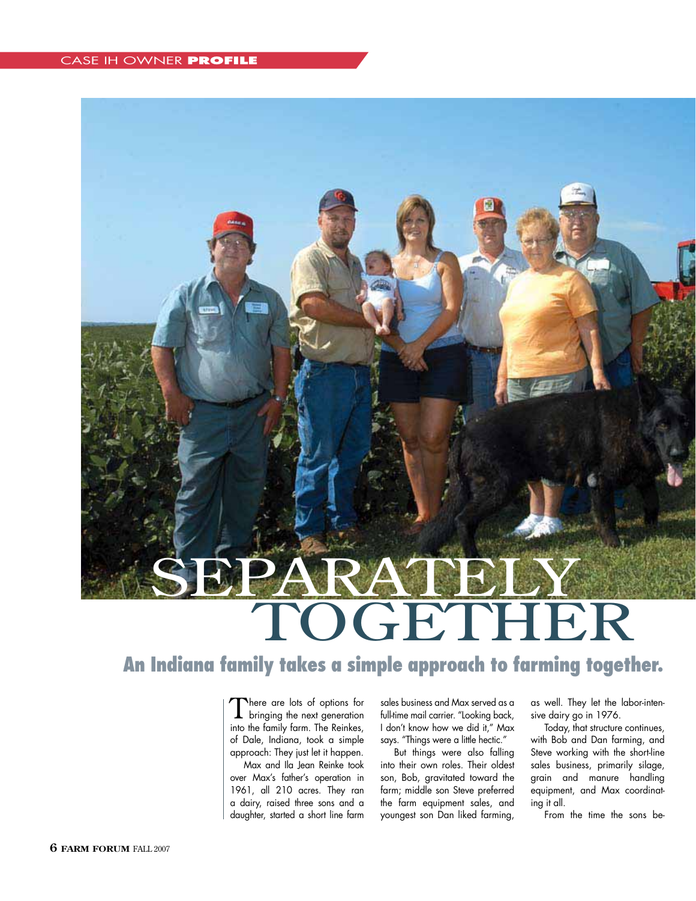CASE IH OWNER **PROFILE**

# SEPARATELY TOGETHER

## An Indiana family takes a simple approach to farming together.

There are lots of options for bringing the next generation into the family farm. The Reinkes, of Dale, Indiana, took a simple approach: They just let it happen.

Max and Ila Jean Reinke took over Max's father's operation in 1961, all 210 acres. They ran a dairy, raised three sons and a daughter, started a short line farm sales business and Max served as a full-time mail carrier. "Looking back, I don't know how we did it," Max says. "Things were a little hectic."

But things were also falling into their own roles. Their oldest son, Bob, gravitated toward the farm; middle son Steve preferred the farm equipment sales, and youngest son Dan liked farming, as well. They let the labor-intensive dairy go in 1976.

Today, that structure continues, with Bob and Dan farming, and Steve working with the short-line sales business, primarily silage, grain and manure handling equipment, and Max coordinating it all.

From the time the sons be-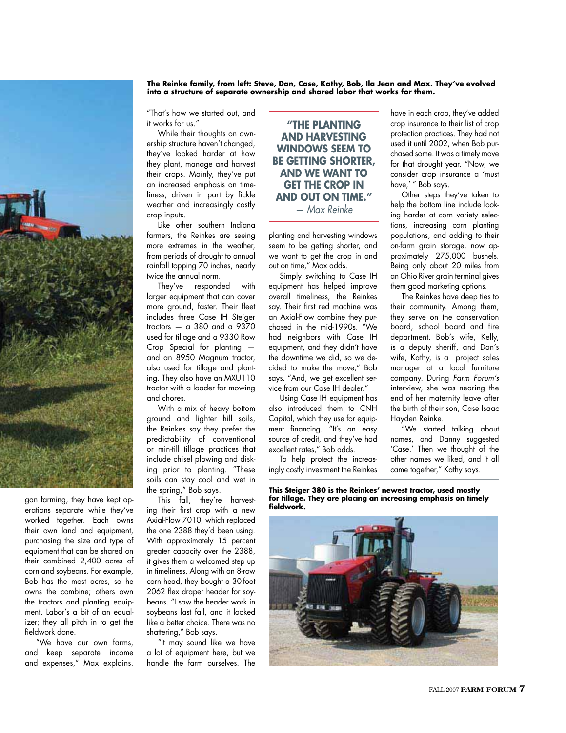**The Reinke family, from left: Steve, Dan, Case, Kathy, Bob, Ila Jean and Max. They've evolved into a structure of separate ownership and shared labor that works for them.**

gan farming, they have kept operations separate while they've worked together. Each owns their own land and equipment, purchasing the size and type of equipment that can be shared on their combined 2,400 acres of corn and soybeans. For example, Bob has the most acres, so he owns the combine; others own the tractors and planting equipment. Labor's a bit of an equalizer; they all pitch in to get the fieldwork done.

"We have our own farms, and keep separate income and expenses," Max explains. "That's how we started out, and it works for us."

While their thoughts on ownership structure haven't changed, they've looked harder at how they plant, manage and harvest their crops. Mainly, they've put an increased emphasis on timeliness, driven in part by fickle weather and increasingly costly crop inputs.

Like other southern Indiana farmers, the Reinkes are seeing more extremes in the weather, from periods of drought to annual rainfall topping 70 inches, nearly twice the annual norm.

They've responded with larger equipment that can cover more ground, faster. Their fleet includes three Case IH Steiger tractors — a 380 and a 9370 used for tillage and a 9330 Row Crop Special for planting — and an 8950 Magnum tractor, also used for tillage and planting. They also have an MXU110 tractor with a loader for mowing and chores.

With a mix of heavy bottom ground and lighter hill soils, the Reinkes say they prefer the predictability of conventional or min-till tillage practices that include chisel plowing and disking prior to planting. "These soils can stay cool and wet in the spring," Bob says.

This fall, they're harvesting their first crop with a new Axial-Flow 7010, which replaced the one 2388 they'd been using. With approximately 15 percent greater capacity over the 2388, it gives them a welcomed step up in timeliness. Along with an 8-row corn head, they bought a 30-foot 2062 flex draper header for soybeans. "I saw the header work in soybeans last fall, and it looked like a better choice. There was no shattering," Bob says.

"It may sound like we have a lot of equipment here, but we handle the farm ourselves. The planting and harvesting windows seem to be getting shorter, and we want to get the crop in and out on time," Max adds.

**"THE PLANTING AND HARVESTING WINDOWS SEEM TO BE GETTING SHORTER, AND WE WANT TO GET THE CROP IN AND OUT ON TIME."**
*— Max Reinke*

Simply switching to Case IH equipment has helped improve overall timeliness, the Reinkes say. Their first red machine was an Axial-Flow combine they purchased in the mid-1990s. "We had neighbors with Case IH equipment, and they didn't have the downtime we did, so we decided to make the move," Bob says. "And, we get excellent service from our Case IH dealer."

Using Case IH equipment has also introduced them to CNH Capital, which they use for equipment financing. "It's an easy source of credit, and they've had excellent rates," Bob adds.

To help protect the increasingly costly investment the Reinkes have in each crop, they've added crop insurance to their list of crop protection practices. They had not used it until 2002, when Bob purchased some. It was a timely move for that drought year. "Now, we consider crop insurance a 'must have,' " Bob says.

Other steps they've taken to help the bottom line include looking harder at corn variety selections, increasing corn planting populations, and adding to their on-farm grain storage, now approximately 275,000 bushels. Being only about 20 miles from an Ohio River grain terminal gives them good marketing options.

The Reinkes have deep ties to their community. Among them, they serve on the conservation board, school board and fire department. Bob's wife, Kelly, is a deputy sheriff, and Dan's wife, Kathy, is a project sales manager at a local furniture company. During *Farm Forum's* interview, she was nearing the end of her maternity leave after the birth of their son, Case Isaac Hayden Reinke.

"We started talking about names, and Danny suggested 'Case.' Then we thought of the other names we liked, and it all came together," Kathy says.

**This Steiger 380 is the Reinkes' newest tractor, used mostly for tillage. They are placing an increasing emphasis on timely fieldwork.**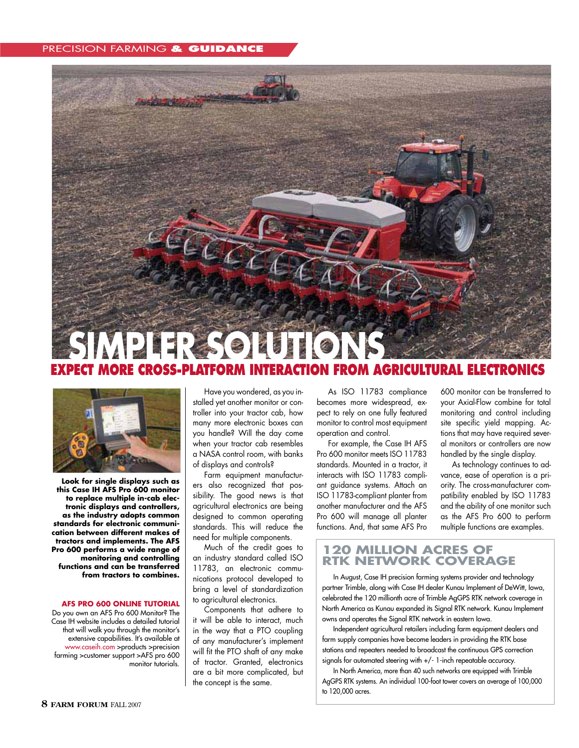# SIMPLER SOLUTIONS

## EXPECT MORE CROSS-PLATFORM INTERACTION FROM AGRICULTURAL ELECTRONICS

**Look for single displays such as this Case IH AFS Pro 600 monitor to replace multiple in-cab electronic displays and controllers, as the industry adopts common standards for electronic communication between different makes of tractors and implements. The AFS Pro 600 performs a wide range of monitoring and controlling functions and can be transferred from tractors to combines.**

### AFS PRO 600 ONLINE TUTORIAL

Do you own an AFS Pro 600 Monitor? The Case IH website includes a detailed tutorial that will walk you through the monitor's extensive capabilities. It's available at www.caseih.com >products >precision farming >customer support >AFS pro 600 monitor tutorials.

Have you wondered, as you installed yet another monitor or controller into your tractor cab, how many more electronic boxes can you handle? Will the day come when your tractor cab resembles a NASA control room, with banks of displays and controls?

Farm equipment manufacturers also recognized that possibility. The good news is that agricultural electronics are being designed to common operating standards. This will reduce the need for multiple components.

Much of the credit goes to an industry standard called ISO 11783, an electronic communications protocol developed to bring a level of standardization to agricultural electronics.

Components that adhere to it will be able to interact, much in the way that a PTO coupling of any manufacturer's implement will fit the PTO shaft of any make of tractor. Granted, electronics are a bit more complicated, but the concept is the same.

As ISO 11783 compliance becomes more widespread, expect to rely on one fully featured monitor to control most equipment operation and control.

For example, the Case IH AFS Pro 600 monitor meets ISO 11783 standards. Mounted in a tractor, it interacts with ISO 11783 compliant guidance systems. Attach an ISO 11783-compliant planter from another manufacturer and the AFS Pro 600 will manage all planter functions. And, that same AFS Pro 600 monitor can be transferred to your Axial-Flow combine for total monitoring and control including site specific yield mapping. Actions that may have required several monitors or controllers are now handled by the single display.

As technology continues to advance, ease of operation is a priority. The cross-manufacturer compatibility enabled by ISO 11783 and the ability of one monitor such as the AFS Pro 600 to perform multiple functions are examples.

### 120 MILLION ACRES OF RTK NETWORK COVERAGE

In August, Case IH precision farming systems provider and technology partner Trimble, along with Case IH dealer Kunau Implement of DeWitt, Iowa, celebrated the 120 millionth acre of Trimble AgGPS RTK network coverage in North America as Kunau expanded its Signal RTK network. Kunau Implement owns and operates the Signal RTK network in eastern Iowa.

Independent agricultural retailers including farm equipment dealers and farm supply companies have become leaders in providing the RTK base stations and repeaters needed to broadcast the continuous GPS correction signals for automated steering with +/- 1-inch repeatable accuracy.

In North America, more than 40 such networks are equipped with Trimble AgGPS RTK systems. An individual 100-foot tower covers an average of 100,000 to 120,000 acres.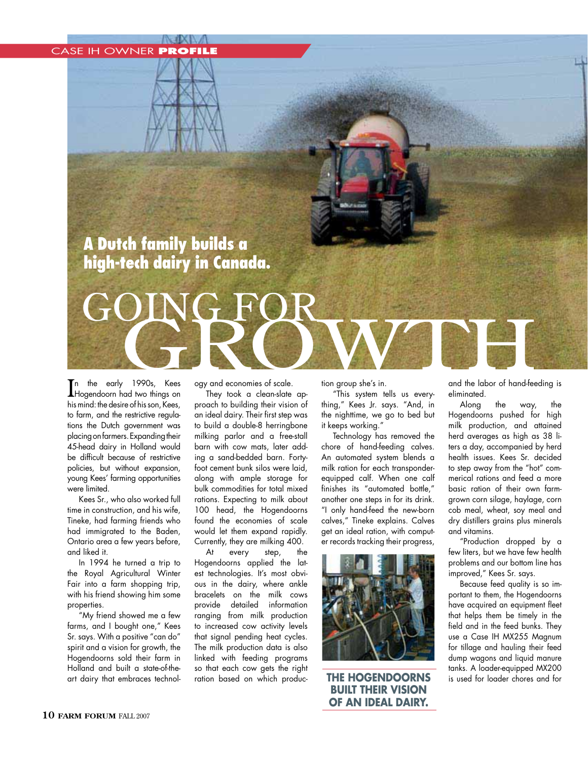CASE IH OWNER **PROFILE**

## A Dutch family builds a high-tech dairy in Canada.

# GOING FOR GROWTH

In the early 1990s, Kees Hogendoorn had two things on his mind: the desire of his son, Kees, to farm, and the restrictive regulations the Dutch government was placing on farmers. Expanding their 45-head dairy in Holland would be difficult because of restrictive policies, but without expansion, young Kees' farming opportunities were limited.

Kees Sr., who also worked full time in construction, and his wife, Tineke, had farming friends who had immigrated to the Baden, Ontario area a few years before, and liked it.

In 1994 he turned a trip to the Royal Agricultural Winter Fair into a farm shopping trip, with his friend showing him some properties.

"My friend showed me a few farms, and I bought one," Kees Sr. says. With a positive "can do" spirit and a vision for growth, the Hogendoorns sold their farm in Holland and built a state-of-the-art dairy that embraces technology and economies of scale.

They took a clean-slate approach to building their vision of an ideal dairy. Their first step was to build a double-8 herringbone milking parlor and a free-stall barn with cow mats, later adding a sand-bedded barn. Forty-foot cement bunk silos were laid, along with ample storage for bulk commodities for total mixed rations. Expecting to milk about 100 head, the Hogendoorns found the economies of scale would let them expand rapidly. Currently, they are milking 400.

At every step, the Hogendoorns applied the latest technologies. It's most obvious in the dairy, where ankle bracelets on the milk cows provide detailed information ranging from milk production to increased cow activity levels that signal pending heat cycles. The milk production data is also linked with feeding programs so that each cow gets the right ration based on which production group she's in.

"This system tells us everything," Kees Jr. says. "And, in the nighttime, we go to bed but it keeps working."

Technology has removed the chore of hand-feeding calves. An automated system blends a milk ration for each transponder-equipped calf. When one calf finishes its "automated bottle," another one steps in for its drink. "I only hand-feed the new-born calves," Tineke explains. Calves get an ideal ration, with computer records tracking their progress, and the labor of hand-feeding is eliminated.

**THE HOGENDOORNS BUILT THEIR VISION OF AN IDEAL DAIRY.**

Along the way, the Hogendoorns pushed for high milk production, and attained herd averages as high as 38 liters a day, accompanied by herd health issues. Kees Sr. decided to step away from the "hot" commerical rations and feed a more basic ration of their own farm-grown corn silage, haylage, corn cob meal, wheat, soy meal and dry distillers grains plus minerals and vitamins.

"Production dropped by a few liters, but we have few health problems and our bottom line has improved," Kees Sr. says.

Because feed quality is so important to them, the Hogendoorns have acquired an equipment fleet that helps them be timely in the field and in the feed bunks. They use a Case IH MX255 Magnum for tillage and hauling their feed dump wagons and liquid manure tanks. A loader-equipped MX200 is used for loader chores and for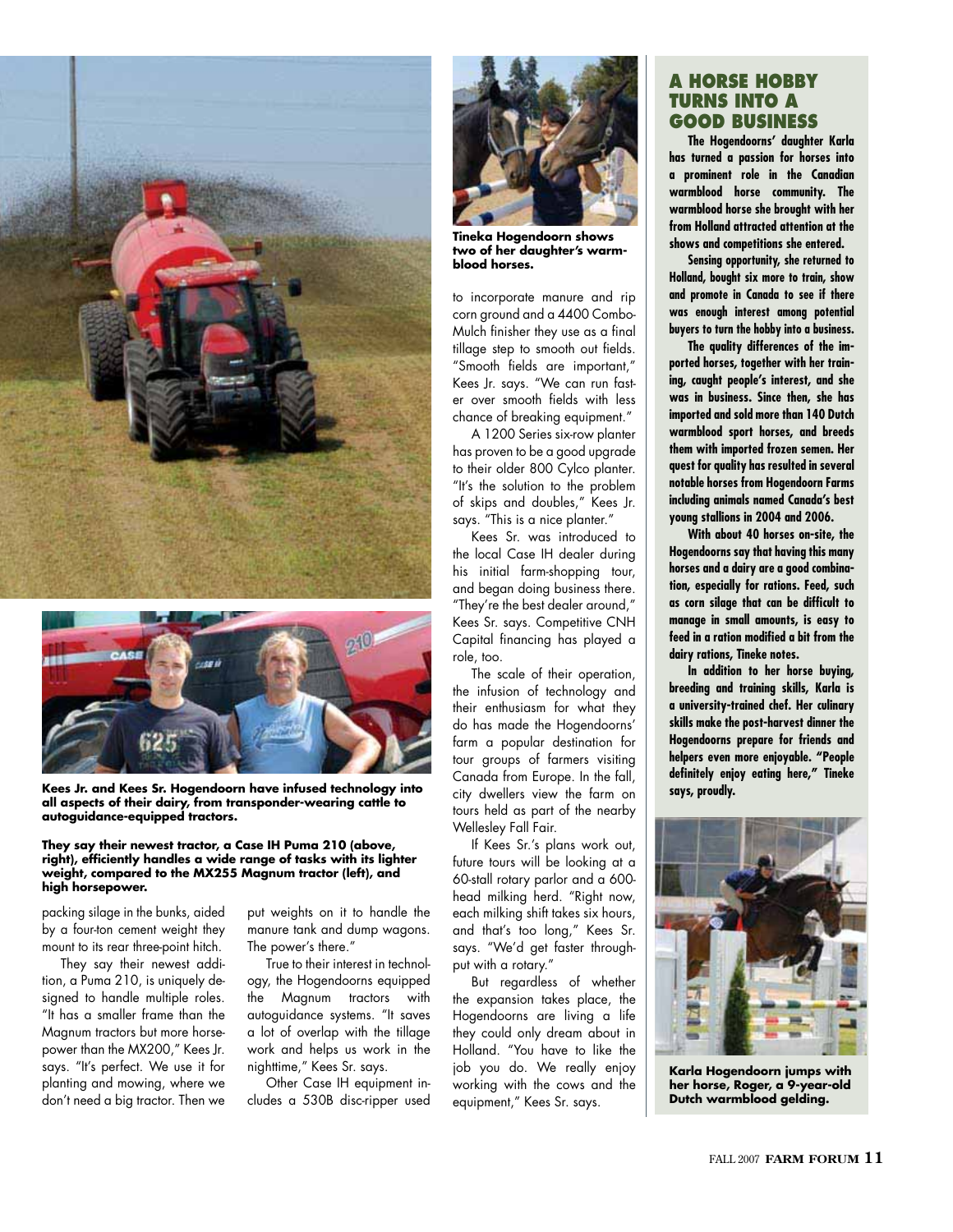Kees Jr. and Kees Sr. Hogendoorn have infused technology into all aspects of their dairy, from transponder-wearing cattle to autoguidance-equipped tractors.

They say their newest tractor, a Case IH Puma 210 (above, right), efficiently handles a wide range of tasks with its lighter weight, compared to the MX255 Magnum tractor (left), and high horsepower.

packing silage in the bunks, aided by a four-ton cement weight they mount to its rear three-point hitch.

They say their newest addition, a Puma 210, is uniquely designed to handle multiple roles. "It has a smaller frame than the Magnum tractors but more horsepower than the MX200," Kees Jr. says. "It's perfect. We use it for planting and mowing, where we don't need a big tractor. Then we put weights on it to handle the manure tank and dump wagons. The power's there."

True to their interest in technology, the Hogendoorns equipped the Magnum tractors with autoguidance systems. "It saves a lot of overlap with the tillage work and helps us work in the nighttime," Kees Sr. says.

Other Case IH equipment includes a 530B disc-ripper used to incorporate manure and rip corn ground and a 4400 Combo-Mulch finisher they use as a final tillage step to smooth out fields. "Smooth fields are important," Kees Jr. says. "We can run faster over smooth fields with less chance of breaking equipment."

A 1200 Series six-row planter has proven to be a good upgrade to their older 800 Cylco planter. "It's the solution to the problem of skips and doubles," Kees Jr. says. "This is a nice planter."

Kees Sr. was introduced to the local Case IH dealer during his initial farm-shopping tour, and began doing business there. "They're the best dealer around," Kees Sr. says. Competitive CNH Capital financing has played a role, too.

The scale of their operation, the infusion of technology and their enthusiasm for what they do has made the Hogendoorns' farm a popular destination for tour groups of farmers visiting Canada from Europe. In the fall, city dwellers view the farm on tours held as part of the nearby Wellesley Fall Fair.

If Kees Sr.'s plans work out, future tours will be looking at a 60-stall rotary parlor and a 600-head milking herd. "Right now, each milking shift takes six hours, and that's too long," Kees Sr. says. "We'd get faster throughput with a rotary."

But regardless of whether the expansion takes place, the Hogendoorns are living a life they could only dream about in Holland. "You have to like the job you do. We really enjoy working with the cows and the equipment," Kees Sr. says.

Tineka Hogendoorn shows two of her daughter's warmblood horses.

## A HORSE HOBBY TURNS INTO A GOOD BUSINESS

**The Hogendoorns' daughter Karla has turned a passion for horses into a prominent role in the Canadian warmblood horse community. The warmblood horse she brought with her from Holland attracted attention at the shows and competitions she entered.**

**Sensing opportunity, she returned to Holland, bought six more to train, show and promote in Canada to see if there was enough interest among potential buyers to turn the hobby into a business.**

**The quality differences of the imported horses, together with her training, caught people's interest, and she was in business. Since then, she has imported and sold more than 140 Dutch warmblood sport horses, and breeds them with imported frozen semen. Her quest for quality has resulted in several notable horses from Hogendoorn Farms including animals named Canada's best young stallions in 2004 and 2006.**

**With about 40 horses on-site, the Hogendoorns say that having this many horses and a dairy are a good combination, especially for rations. Feed, such as corn silage that can be difficult to manage in small amounts, is easy to feed in a ration modified a bit from the dairy rations, Tineke notes.**

**In addition to her horse buying, breeding and training skills, Karla is a university-trained chef. Her culinary skills make the post-harvest dinner the Hogendoorns prepare for friends and helpers even more enjoyable. "People definitely enjoy eating here," Tineke says, proudly.**

Karla Hogendoorn jumps with her horse, Roger, a 9-year-old Dutch warmblood gelding.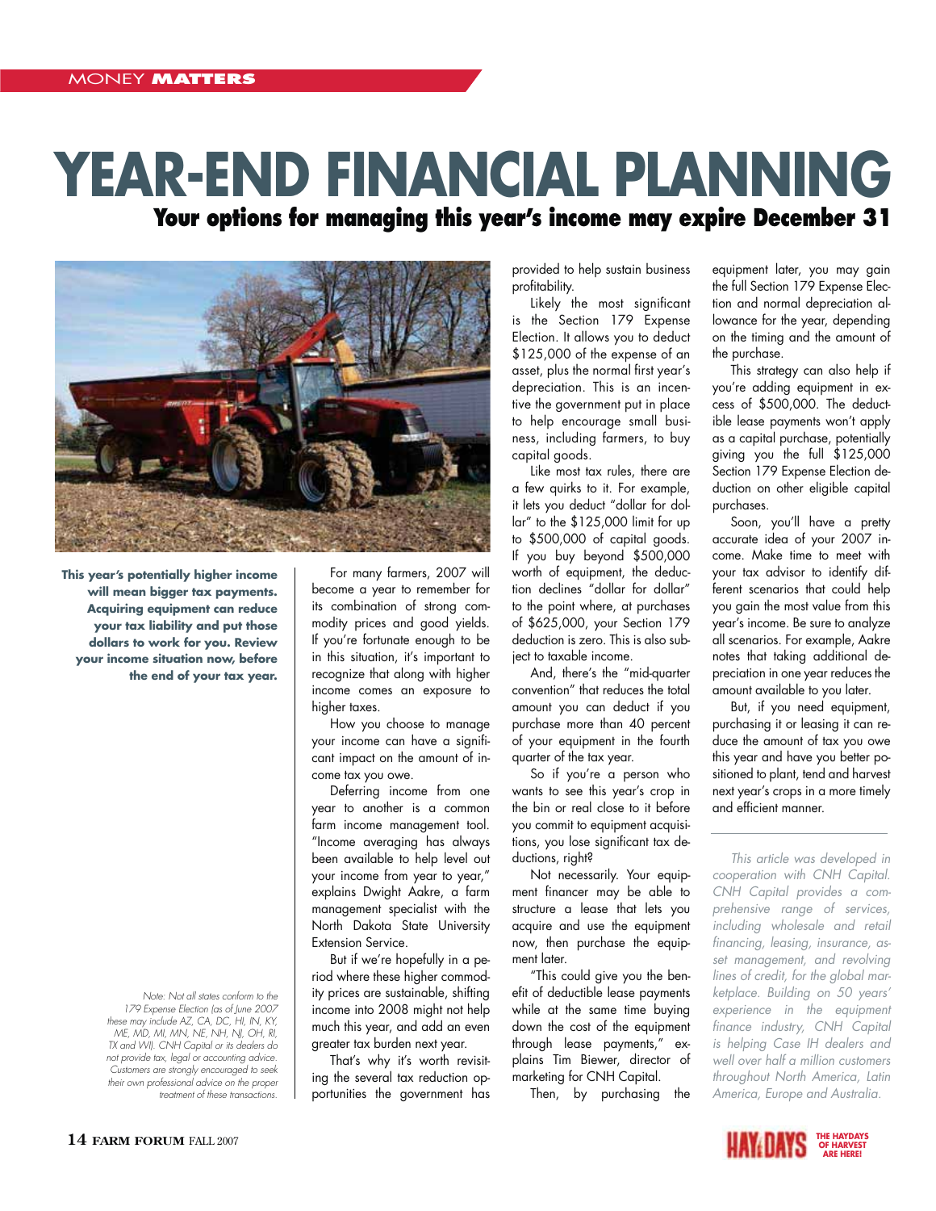MONEY **MATTERS**

# YEAR-END FINANCIAL PLANNING

## Your options for managing this year's income may expire December 31

**This year's potentially higher income will mean bigger tax payments. Acquiring equipment can reduce your tax liability and put those dollars to work for you. Review your income situation now, before the end of your tax year.**

For many farmers, 2007 will become a year to remember for its combination of strong commodity prices and good yields. If you're fortunate enough to be in this situation, it's important to recognize that along with higher income comes an exposure to higher taxes.

How you choose to manage your income can have a significant impact on the amount of income tax you owe.

Deferring income from one year to another is a common farm income management tool. "Income averaging has always been available to help level out your income from year to year," explains Dwight Aakre, a farm management specialist with the North Dakota State University Extension Service.

But if we're hopefully in a period where these higher commodity prices are sustainable, shifting income into 2008 might not help much this year, and add an even greater tax burden next year.

That's why it's worth revisiting the several tax reduction opportunities the government has provided to help sustain business profitability.

Likely the most significant is the Section 179 Expense Election. It allows you to deduct $125,000 of the expense of an asset, plus the normal first year's depreciation. This is an incentive the government put in place to help encourage small business, including farmers, to buy capital goods.

Like most tax rules, there are a few quirks to it. For example, it lets you deduct "dollar for dollar" to the $125,000 limit for up to $500,000 of capital goods. If you buy beyond $500,000 worth of equipment, the deduction declines "dollar for dollar" to the point where, at purchases of $625,000, your Section 179 deduction is zero. This is also subject to taxable income.

And, there's the "mid-quarter convention" that reduces the total amount you can deduct if you purchase more than 40 percent of your equipment in the fourth quarter of the tax year.

So if you're a person who wants to see this year's crop in the bin or real close to it before you commit to equipment acquisitions, you lose significant tax deductions, right?

Not necessarily. Your equipment financer may be able to structure a lease that lets you acquire and use the equipment now, then purchase the equipment later.

"This could give you the benefit of deductible lease payments while at the same time buying down the cost of the equipment through lease payments," explains Tim Biewer, director of marketing for CNH Capital.

Then, by purchasing the equipment later, you may gain the full Section 179 Expense Election and normal depreciation allowance for the year, depending on the timing and the amount of the purchase.

This strategy can also help if you're adding equipment in excess of $500,000. The deductible lease payments won't apply as a capital purchase, potentially giving you the full $125,000 Section 179 Expense Election deduction on other eligible capital purchases.

Soon, you'll have a pretty accurate idea of your 2007 income. Make time to meet with your tax advisor to identify different scenarios that could help you gain the most value from this year's income. Be sure to analyze all scenarios. For example, Aakre notes that taking additional depreciation in one year reduces the amount available to you later.

But, if you need equipment, purchasing it or leasing it can reduce the amount of tax you owe this year and have you better positioned to plant, tend and harvest next year's crops in a more timely and efficient manner.

---

*This article was developed in cooperation with CNH Capital. CNH Capital provides a comprehensive range of services, including wholesale and retail financing, leasing, insurance, asset management, and revolving lines of credit, for the global marketplace. Building on 50 years' experience in the equipment finance industry, CNH Capital is helping Case IH dealers and well over half a million customers throughout North America, Latin America, Europe and Australia.*

*Note: Not all states conform to the 179 Expense Election (as of June 2007 these may include AZ, CA, DC, HI, IN, KY, ME, MD, MI, MN, NE, NH, NJ, OH, RI, TX and WI). CNH Capital or its dealers do not provide tax, legal or accounting advice. Customers are strongly encouraged to seek their own professional advice on the proper treatment of these transactions.*

HAY DAYS — THE HAYDAYS OF HARVEST ARE HERE!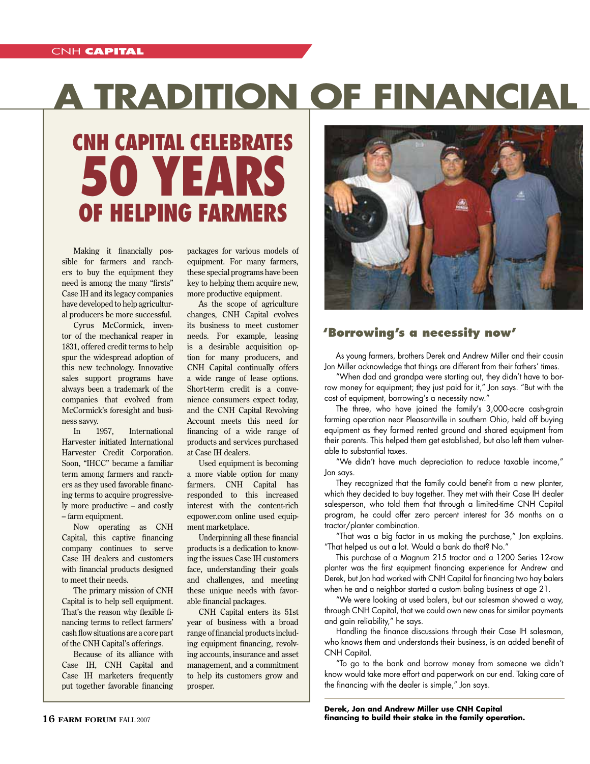# A TRADITION OF FINANCIAL

## CNH CAPITAL CELEBRATES 50 YEARS OF HELPING FARMERS

Making it financially possible for farmers and ranchers to buy the equipment they need is among the many "firsts" Case IH and its legacy companies have developed to help agricultural producers be more successful.

Cyrus McCormick, inventor of the mechanical reaper in 1831, offered credit terms to help spur the widespread adoption of this new technology. Innovative sales support programs have always been a trademark of the companies that evolved from McCormick's foresight and business savvy.

In 1957, International Harvester initiated International Harvester Credit Corporation. Soon, "IHCC" became a familiar term among farmers and ranchers as they used favorable financing terms to acquire progressively more productive – and costly – farm equipment.

Now operating as CNH Capital, this captive financing company continues to serve Case IH dealers and customers with financial products designed to meet their needs.

The primary mission of CNH Capital is to help sell equipment. That's the reason why flexible financing terms to reflect farmers' cash flow situations are a core part of the CNH Capital's offerings.

Because of its alliance with Case IH, CNH Capital and Case IH marketers frequently put together favorable financing packages for various models of equipment. For many farmers, these special programs have been key to helping them acquire new, more productive equipment.

As the scope of agriculture changes, CNH Capital evolves its business to meet customer needs. For example, leasing is a desirable acquisition option for many producers, and CNH Capital continually offers a wide range of lease options. Short-term credit is a convenience consumers expect today, and the CNH Capital Revolving Account meets this need for financing of a wide range of products and services purchased at Case IH dealers.

Used equipment is becoming a more viable option for many farmers. CNH Capital has responded to this increased interest with the content-rich eqpower.com online used equipment marketplace.

Underpinning all these financial products is a dedication to knowing the issues Case IH customers face, understanding their goals and challenges, and meeting these unique needs with favorable financial packages.

CNH Capital enters its 51st year of business with a broad range of financial products including equipment financing, revolving accounts, insurance and asset management, and a commitment to help its customers grow and prosper.

## 'Borrowing's a necessity now'

As young farmers, brothers Derek and Andrew Miller and their cousin Jon Miller acknowledge that things are different from their fathers' times.

"When dad and grandpa were starting out, they didn't have to borrow money for equipment; they just paid for it," Jon says. "But with the cost of equipment, borrowing's a necessity now."

The three, who have joined the family's 3,000-acre cash-grain farming operation near Pleasantville in southern Ohio, held off buying equipment as they farmed rented ground and shared equipment from their parents. This helped them get established, but also left them vulnerable to substantial taxes.

"We didn't have much depreciation to reduce taxable income," Jon says.

They recognized that the family could benefit from a new planter, which they decided to buy together. They met with their Case IH dealer salesperson, who told them that through a limited-time CNH Capital program, he could offer zero percent interest for 36 months on a tractor/planter combination.

"That was a big factor in us making the purchase," Jon explains. "That helped us out a lot. Would a bank do that? No."

This purchase of a Magnum 215 tractor and a 1200 Series 12-row planter was the first equipment financing experience for Andrew and Derek, but Jon had worked with CNH Capital for financing two hay balers when he and a neighbor started a custom baling business at age 21.

"We were looking at used balers, but our salesman showed a way, through CNH Capital, that we could own new ones for similar payments and gain reliability," he says.

Handling the finance discussions through their Case IH salesman, who knows them and understands their business, is an added benefit of CNH Capital.

"To go to the bank and borrow money from someone we didn't know would take more effort and paperwork on our end. Taking care of the financing with the dealer is simple," Jon says.

**Derek, Jon and Andrew Miller use CNH Capital financing to build their stake in the family operation.**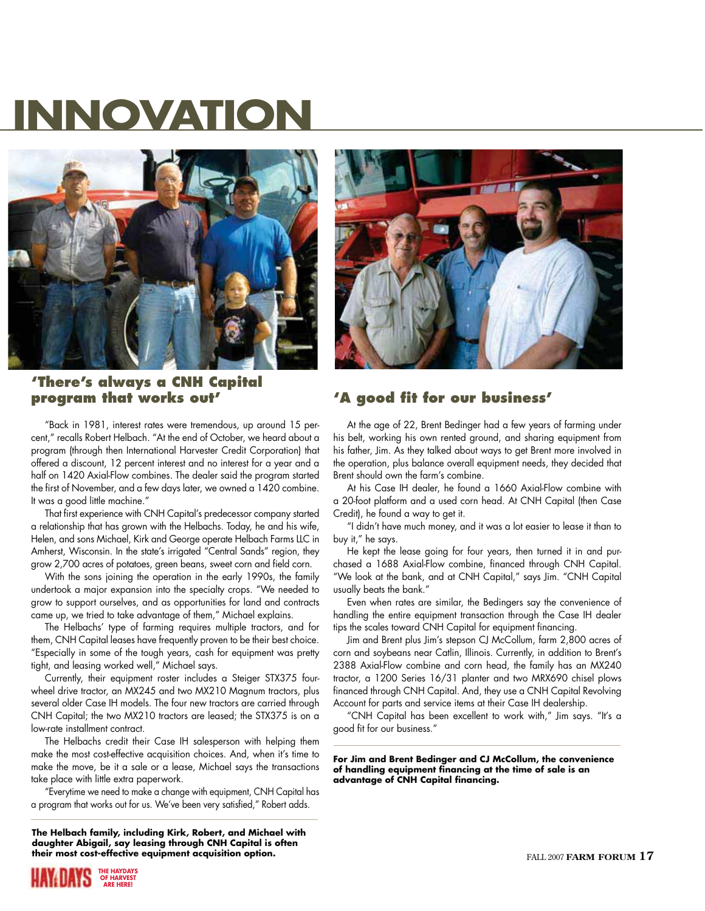# INNOVATION

## 'There's always a CNH Capital program that works out'

"Back in 1981, interest rates were tremendous, up around 15 percent," recalls Robert Helbach. "At the end of October, we heard about a program (through then International Harvester Credit Corporation) that offered a discount, 12 percent interest and no interest for a year and a half on 1420 Axial-Flow combines. The dealer said the program started the first of November, and a few days later, we owned a 1420 combine. It was a good little machine."

That first experience with CNH Capital's predecessor company started a relationship that has grown with the Helbachs. Today, he and his wife, Helen, and sons Michael, Kirk and George operate Helbach Farms LLC in Amherst, Wisconsin. In the state's irrigated "Central Sands" region, they grow 2,700 acres of potatoes, green beans, sweet corn and field corn.

With the sons joining the operation in the early 1990s, the family undertook a major expansion into the specialty crops. "We needed to grow to support ourselves, and as opportunities for land and contracts came up, we tried to take advantage of them," Michael explains.

The Helbachs' type of farming requires multiple tractors, and for them, CNH Capital leases have frequently proven to be their best choice. "Especially in some of the tough years, cash for equipment was pretty tight, and leasing worked well," Michael says.

Currently, their equipment roster includes a Steiger STX375 four-wheel drive tractor, an MX245 and two MX210 Magnum tractors, plus several older Case IH models. The four new tractors are carried through CNH Capital; the two MX210 tractors are leased; the STX375 is on a low-rate installment contract.

The Helbachs credit their Case IH salesperson with helping them make the most cost-effective acquisition choices. And, when it's time to make the move, be it a sale or a lease, Michael says the transactions take place with little extra paperwork.

"Everytime we need to make a change with equipment, CNH Capital has a program that works out for us. We've been very satisfied," Robert adds.

**The Helbach family, including Kirk, Robert, and Michael with daughter Abigail, say leasing through CNH Capital is often their most cost-effective equipment acquisition option.**

## 'A good fit for our business'

At the age of 22, Brent Bedinger had a few years of farming under his belt, working his own rented ground, and sharing equipment from his father, Jim. As they talked about ways to get Brent more involved in the operation, plus balance overall equipment needs, they decided that Brent should own the farm's combine.

At his Case IH dealer, he found a 1660 Axial-Flow combine with a 20-foot platform and a used corn head. At CNH Capital (then Case Credit), he found a way to get it.

"I didn't have much money, and it was a lot easier to lease it than to buy it," he says.

He kept the lease going for four years, then turned it in and purchased a 1688 Axial-Flow combine, financed through CNH Capital. "We look at the bank, and at CNH Capital," says Jim. "CNH Capital usually beats the bank."

Even when rates are similar, the Bedingers say the convenience of handling the entire equipment transaction through the Case IH dealer tips the scales toward CNH Capital for equipment financing.

Jim and Brent plus Jim's stepson CJ McCollum, farm 2,800 acres of corn and soybeans near Catlin, Illinois. Currently, in addition to Brent's 2388 Axial-Flow combine and corn head, the family has an MX240 tractor, a 1200 Series 16/31 planter and two MRX690 chisel plows financed through CNH Capital. And, they use a CNH Capital Revolving Account for parts and service items at their Case IH dealership.

"CNH Capital has been excellent to work with," Jim says. "It's a good fit for our business."

**For Jim and Brent Bedinger and CJ McCollum, the convenience of handling equipment financing at the time of sale is an advantage of CNH Capital financing.**

HAY DAYS THE HAYDAYS OF HARVEST ARE HERE!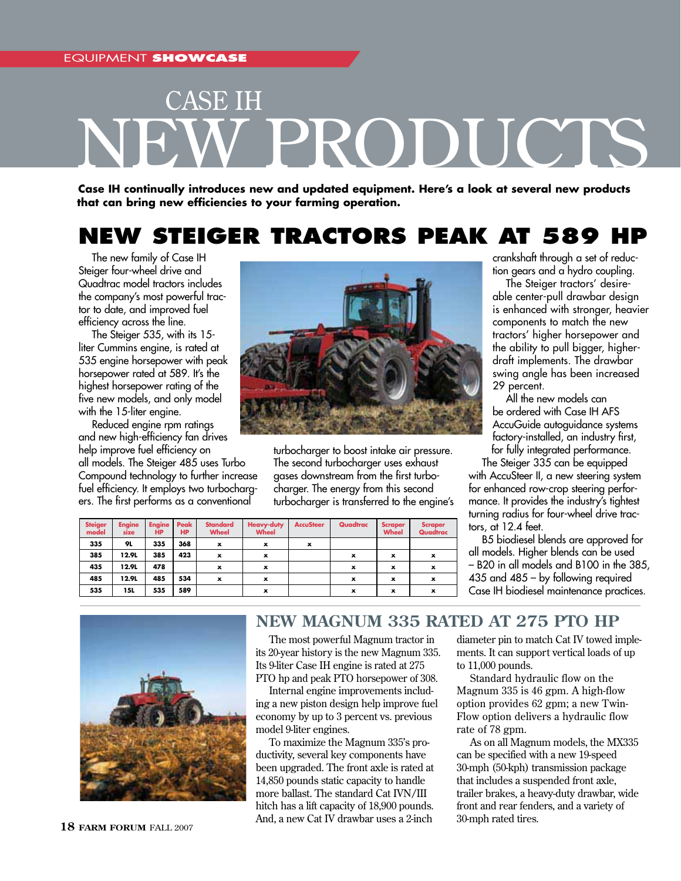EQUIPMENT **SHOWCASE**

# CASE IH NEW PRODUCTS

**Case IH continually introduces new and updated equipment. Here's a look at several new products that can bring new efficiencies to your farming operation.**

## NEW STEIGER TRACTORS PEAK AT 589 HP

The new family of Case IH Steiger four-wheel drive and Quadtrac model tractors includes the company's most powerful tractor to date, and improved fuel efficiency across the line.

The Steiger 535, with its 15-liter Cummins engine, is rated at 535 engine horsepower with peak horsepower rated at 589. It's the highest horsepower rating of the five new models, and only model with the 15-liter engine.

Reduced engine rpm ratings and new high-efficiency fan drives help improve fuel efficiency on all models. The Steiger 485 uses Turbo Compound technology to further increase fuel efficiency. It employs two turbochargers. The first performs as a conventional turbocharger to boost intake air pressure. The second turbocharger uses exhaust gases downstream from the first turbocharger. The energy from this second turbocharger is transferred to the engine's crankshaft through a set of reduction gears and a hydro coupling.

The Steiger tractors' desireable center-pull drawbar design is enhanced with stronger, heavier components to match the new tractors' higher horsepower and the ability to pull bigger, higher-draft implements. The drawbar swing angle has been increased 29 percent.

All the new models can be ordered with Case IH AFS AccuGuide autoguidance systems factory-installed, an industry first, for fully integrated performance.

The Steiger 335 can be equipped with AccuSteer II, a new steering system for enhanced row-crop steering performance. It provides the industry's tightest turning radius for four-wheel drive tractors, at 12.4 feet.

B5 biodiesel blends are approved for all models. Higher blends can be used – B20 in all models and B100 in the 385, 435 and 485 – by following required Case IH biodiesel maintenance practices.

| Steiger model | Engine size | Engine HP | Peak HP | Standard Wheel | Heavy-duty Wheel | AccuSteer | Quadtrac | Scraper Wheel | Scraper Quadtrac |
|---|---|---|---|---|---|---|---|---|---|
| 335 | 9L | 335 | 368 | x | x | x | | | |
| 385 | 12.9L | 385 | 423 | x | x | | x | x | x |
| 435 | 12.9L | 478 | | x | x | | x | x | x |
| 485 | 12.9L | 485 | 534 | x | x | | x | x | x |
| 535 | 15L | 535 | 589 | | x | | x | x | x |

## NEW MAGNUM 335 RATED AT 275 PTO HP

The most powerful Magnum tractor in its 20-year history is the new Magnum 335. Its 9-liter Case IH engine is rated at 275 PTO hp and peak PTO horsepower of 308.

Internal engine improvements including a new piston design help improve fuel economy by up to 3 percent vs. previous model 9-liter engines.

To maximize the Magnum 335's productivity, several key components have been upgraded. The front axle is rated at 14,850 pounds static capacity to handle more ballast. The standard Cat IVN/III hitch has a lift capacity of 18,900 pounds. And, a new Cat IV drawbar uses a 2-inch diameter pin to match Cat IV towed implements. It can support vertical loads of up to 11,000 pounds.

Standard hydraulic flow on the Magnum 335 is 46 gpm. A high-flow option provides 62 gpm; a new Twin-Flow option delivers a hydraulic flow rate of 78 gpm.

As on all Magnum models, the MX335 can be specified with a new 19-speed 30-mph (50-kph) transmission package that includes a suspended front axle, trailer brakes, a heavy-duty drawbar, wide front and rear fenders, and a variety of 30-mph rated tires.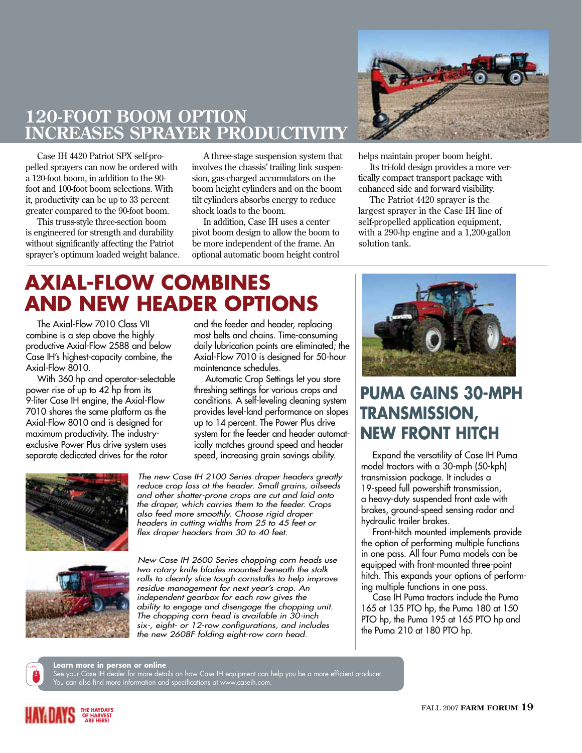## 120-FOOT BOOM OPTION INCREASES SPRAYER PRODUCTIVITY

Case IH 4420 Patriot SPX self-propelled sprayers can now be ordered with a 120-foot boom, in addition to the 90-foot and 100-foot boom selections. With it, productivity can be up to 33 percent greater compared to the 90-foot boom.

This truss-style three-section boom is engineered for strength and durability without significantly affecting the Patriot sprayer's optimum loaded weight balance.

A three-stage suspension system that involves the chassis' trailing link suspension, gas-charged accumulators on the boom height cylinders and on the boom tilt cylinders absorbs energy to reduce shock loads to the boom.

In addition, Case IH uses a center pivot boom design to allow the boom to be more independent of the frame. An optional automatic boom height control helps maintain proper boom height.

Its tri-fold design provides a more vertically compact transport package with enhanced side and forward visibility.

The Patriot 4420 sprayer is the largest sprayer in the Case IH line of self-propelled application equipment, with a 290-hp engine and a 1,200-gallon solution tank.

## AXIAL-FLOW COMBINES AND NEW HEADER OPTIONS

The Axial-Flow 7010 Class VII combine is a step above the highly productive Axial-Flow 2588 and below Case IH's highest-capacity combine, the Axial-Flow 8010.

With 360 hp and operator-selectable power rise of up to 42 hp from its 9-liter Case IH engine, the Axial-Flow 7010 shares the same platform as the Axial-Flow 8010 and is designed for maximum productivity. The industry-exclusive Power Plus drive system uses separate dedicated drives for the rotor and the feeder and header, replacing most belts and chains. Time-consuming daily lubrication points are eliminated; the Axial-Flow 7010 is designed for 50-hour maintenance schedules.

Automatic Crop Settings let you store threshing settings for various crops and conditions. A self-leveling cleaning system provides level-land performance on slopes up to 14 percent. The Power Plus drive system for the feeder and header automatically matches ground speed and header speed, increasing grain savings ability.

*The new Case IH 2100 Series draper headers greatly reduce crop loss at the header. Small grains, oilseeds and other shatter-prone crops are cut and laid onto the draper, which carries them to the feeder. Crops also feed more smoothly. Choose rigid draper headers in cutting widths from 25 to 45 feet or flex draper headers from 30 to 40 feet.*

*New Case IH 2600 Series chopping corn heads use two rotary knife blades mounted beneath the stalk rolls to cleanly slice tough cornstalks to help improve residue management for next year's crop. An independent gearbox for each row gives the ability to engage and disengage the chopping unit. The chopping corn head is available in 30-inch six-, eight- or 12-row configurations, and includes the new 2608F folding eight-row corn head.*

## PUMA GAINS 30-MPH TRANSMISSION, NEW FRONT HITCH

Expand the versatility of Case IH Puma model tractors with a 30-mph (50-kph) transmission package. It includes a 19-speed full powershift transmission, a heavy-duty suspended front axle with brakes, ground-speed sensing radar and hydraulic trailer brakes.

Front-hitch mounted implements provide the option of performing multiple functions in one pass. All four Puma models can be equipped with front-mounted three-point hitch. This expands your options of performing multiple functions in one pass.

Case IH Puma tractors include the Puma 165 at 135 PTO hp, the Puma 180 at 150 PTO hp, the Puma 195 at 165 PTO hp and the Puma 210 at 180 PTO hp.

**Learn more in person or online**
See your Case IH dealer for more details on how Case IH equipment can help you be a more efficient producer. You can also find more information and specifications at www.caseih.com.

HAY DAYS — THE HAYDAYS OF HARVEST ARE HERE!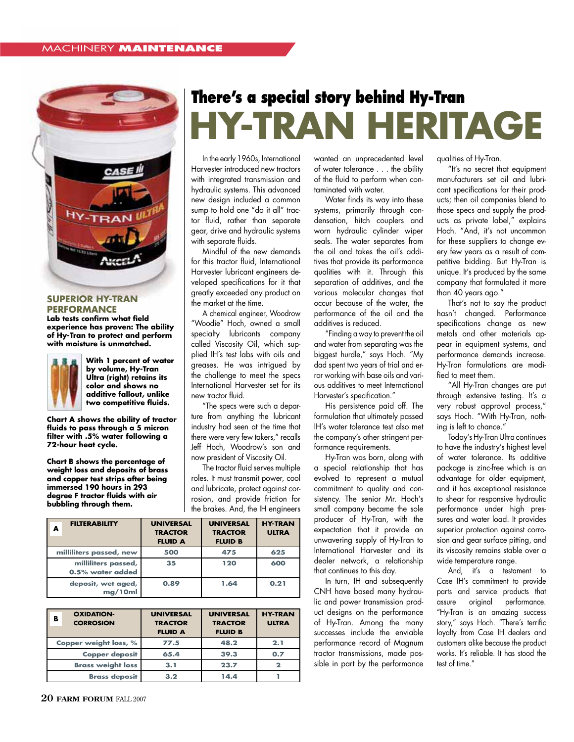MACHINERY **MAINTENANCE**

## There's a special story behind Hy-Tran

# HY-TRAN HERITAGE

In the early 1960s, International Harvester introduced new tractors with integrated transmission and hydraulic systems. This advanced new design included a common sump to hold one "do it all" tractor fluid, rather than separate gear, drive and hydraulic systems with separate fluids.

Mindful of the new demands for this tractor fluid, International Harvester lubricant engineers developed specifications for it that greatly exceeded any product on the market at the time.

A chemical engineer, Woodrow "Woodie" Hoch, owned a small specialty lubricants company called Viscosity Oil, which supplied IH's test labs with oils and greases. He was intrigued by the challenge to meet the specs International Harvester set for its new tractor fluid.

"The specs were such a departure from anything the lubricant industry had seen at the time that there were very few takers," recalls Jeff Hoch, Woodrow's son and now president of Viscosity Oil.

The tractor fluid serves multiple roles. It must transmit power, cool and lubricate, protect against corrosion, and provide friction for the brakes. And, the IH engineers wanted an unprecedented level of water tolerance . . . the ability of the fluid to perform when contaminated with water.

Water finds its way into these systems, primarily through condensation, hitch couplers and worn hydraulic cylinder wiper seals. The water separates from the oil and takes the oil's additives that provide its performance qualities with it. Through this separation of additives, and the various molecular changes that occur because of the water, the performance of the oil and the additives is reduced.

"Finding a way to prevent the oil and water from separating was the biggest hurdle," says Hoch. "My dad spent two years of trial and error working with base oils and various additives to meet International Harvester's specification."

His persistence paid off. The formulation that ultimately passed IH's water tolerance test also met the company's other stringent performance requirements.

Hy-Tran was born, along with a special relationship that has evolved to represent a mutual commitment to quality and consistency. The senior Mr. Hoch's small company became the sole producer of Hy-Tran, with the expectation that it provide an unwavering supply of Hy-Tran to International Harvester and its dealer network, a relationship that continues to this day.

In turn, IH and subsequently CNH have based many hydraulic and power transmission product designs on the performance of Hy-Tran. Among the many successes include the enviable performance record of Magnum tractor transmissions, made possible in part by the performance qualities of Hy-Tran.

"It's no secret that equipment manufacturers set oil and lubricant specifications for their products; then oil companies blend to those specs and supply the products as private label," explains Hoch. "And, it's not uncommon for these suppliers to change every few years as a result of competitive bidding. But Hy-Tran is unique. It's produced by the same company that formulated it more than 40 years ago."

That's not to say the product hasn't changed. Performance specifications change as new metals and other materials appear in equipment systems, and performance demands increase. Hy-Tran formulations are modified to meet them.

"All Hy-Tran changes are put through extensive testing. It's a very robust approval process," says Hoch. "With Hy-Tran, nothing is left to chance."

Today's Hy-Tran Ultra continues to have the industry's highest level of water tolerance. Its additive package is zinc-free which is an advantage for older equipment, and it has exceptional resistance to shear for responsive hydraulic performance under high pressures and water load. It provides superior protection against corrosion and gear surface pitting, and its viscosity remains stable over a wide temperature range.

And, it's a testament to Case IH's commitment to provide parts and service products that assure original performance. "Hy-Tran is an amazing success story," says Hoch. "There's terrific loyalty from Case IH dealers and customers alike because the product works. It's reliable. It has stood the test of time."

### SUPERIOR HY-TRAN PERFORMANCE

**Lab tests confirm what field experience has proven: The ability of Hy-Tran to protect and perform with moisture is unmatched.**

**With 1 percent of water by volume, Hy-Tran Ultra (right) retains its color and shows no additive fallout, unlike two competitive fluids.**

**Chart A shows the ability of tractor fluids to pass through a 5 micron filter with .5% water following a 72-hour heat cycle.**

**Chart B shows the percentage of weight loss and deposits of brass and copper test strips after being immersed 190 hours in 293 degree F tractor fluids with air bubbling through them.**

| A — FILTERABILITY | UNIVERSAL TRACTOR FLUID A | UNIVERSAL TRACTOR FLUID B | HY-TRAN ULTRA |
|---|---|---|---|
| milliliters passed, new | 500 | 475 | 625 |
| milliliters passed, 0.5% water added | 35 | 120 | 600 |
| deposit, wet aged, mg/10ml | 0.89 | 1.64 | 0.21 |

| B — OXIDATION-CORROSION | UNIVERSAL TRACTOR FLUID A | UNIVERSAL TRACTOR FLUID B | HY-TRAN ULTRA |
|---|---|---|---|
| Copper weight loss, % | 77.5 | 48.2 | 2.1 |
| Copper deposit | 65.4 | 39.3 | 0.7 |
| Brass weight loss | 3.1 | 23.7 | 2 |
| Brass deposit | 3.2 | 14.4 | 1 |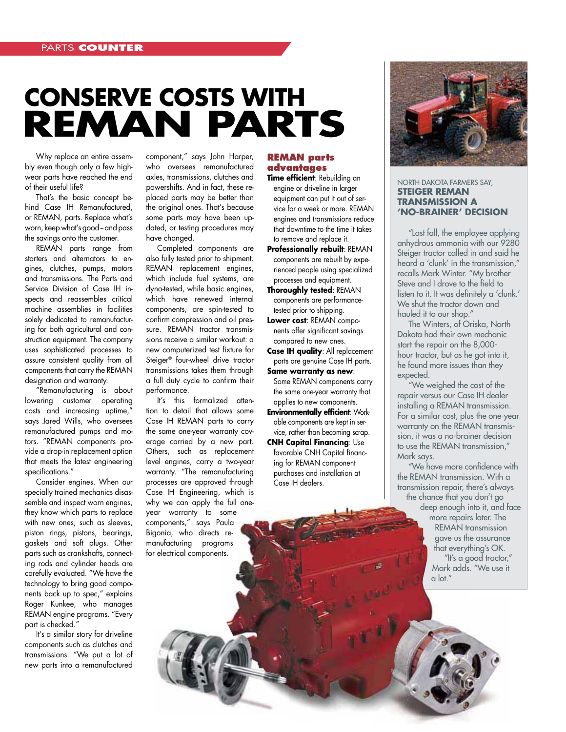PARTS **COUNTER**

# CONSERVE COSTS WITH REMAN PARTS

Why replace an entire assembly even though only a few high-wear parts have reached the end of their useful life?

That's the basic concept behind Case IH Remanufactured, or REMAN, parts. Replace what's worn, keep what's good – and pass the savings onto the customer.

REMAN parts range from starters and alternators to engines, clutches, pumps, motors and transmissions. The Parts and Service Division of Case IH inspects and reassembles critical machine assemblies in facilities solely dedicated to remanufacturing for both agricultural and construction equipment. The company uses sophisticated processes to assure consistent quality from all components that carry the REMAN designation and warranty.

"Remanufacturing is about lowering customer operating costs and increasing uptime," says Jared Wills, who oversees remanufactured pumps and motors. "REMAN components provide a drop-in replacement option that meets the latest engineering specifications."

Consider engines. When our specially trained mechanics disassemble and inspect worn engines, they know which parts to replace with new ones, such as sleeves, piston rings, pistons, bearings, gaskets and soft plugs. Other parts such as crankshafts, connecting rods and cylinder heads are carefully evaluated. "We have the technology to bring good components back up to spec," explains Roger Kunkee, who manages REMAN engine programs. "Every part is checked."

It's a similar story for driveline components such as clutches and transmissions. "We put a lot of new parts into a remanufactured component," says John Harper, who oversees remanufactured axles, transmissions, clutches and powershifts. And in fact, these replaced parts may be better than the original ones. That's because some parts may have been updated, or testing procedures may have changed.

Completed components are also fully tested prior to shipment. REMAN replacement engines, which include fuel systems, are dyno-tested, while basic engines, which have renewed internal components, are spin-tested to confirm compression and oil pressure. REMAN tractor transmissions receive a similar workout: a new computerized test fixture for Steiger® four-wheel drive tractor transmissions takes them through a full duty cycle to confirm their performance.

It's this formalized attention to detail that allows some Case IH REMAN parts to carry the same one-year warranty coverage carried by a new part. Others, such as replacement level engines, carry a two-year warranty. "The remanufacturing processes are approved through Case IH Engineering, which is why we can apply the full one-year warranty to some components," says Paula Bigonia, who directs remanufacturing programs for electrical components.

### REMAN parts advantages

- **Time efficient**: Rebuilding an engine or driveline in larger equipment can put it out of service for a week or more. REMAN engines and transmissions reduce that downtime to the time it takes to remove and replace it.
- **Professionally rebuilt**: REMAN components are rebuilt by experienced people using specialized processes and equipment.
- **Thoroughly tested**: REMAN components are performance-tested prior to shipping.
- **Lower cost**: REMAN components offer significant savings compared to new ones.
- **Case IH quality**: All replacement parts are genuine Case IH parts.
- **Same warranty as new**: Some REMAN components carry the same one-year warranty that applies to new components.
- **Environmentally efficient**: Workable components are kept in service, rather than becoming scrap.
- **CNH Capital Financing**: Use favorable CNH Capital financing for REMAN component purchases and installation at Case IH dealers.

NORTH DAKOTA FARMERS SAY,

### STEIGER REMAN TRANSMISSION A 'NO-BRAINER' DECISION

"Last fall, the employee applying anhydrous ammonia with our 9280 Steiger tractor called in and said he heard a 'clunk' in the transmission," recalls Mark Winter. "My brother Steve and I drove to the field to listen to it. It was definitely a 'clunk.' We shut the tractor down and hauled it to our shop."

The Winters, of Oriska, North Dakota had their own mechanic start the repair on the 8,000-hour tractor, but as he got into it, he found more issues than they expected.

"We weighed the cost of the repair versus our Case IH dealer installing a REMAN transmission. For a similar cost, plus the one-year warranty on the REMAN transmission, it was a no-brainer decision to use the REMAN transmission," Mark says.

"We have more confidence with the REMAN transmission. With a transmission repair, there's always the chance that you don't go deep enough into it, and face more repairs later. The REMAN transmission gave us the assurance that everything's OK.

"It's a good tractor," Mark adds. "We use it a lot."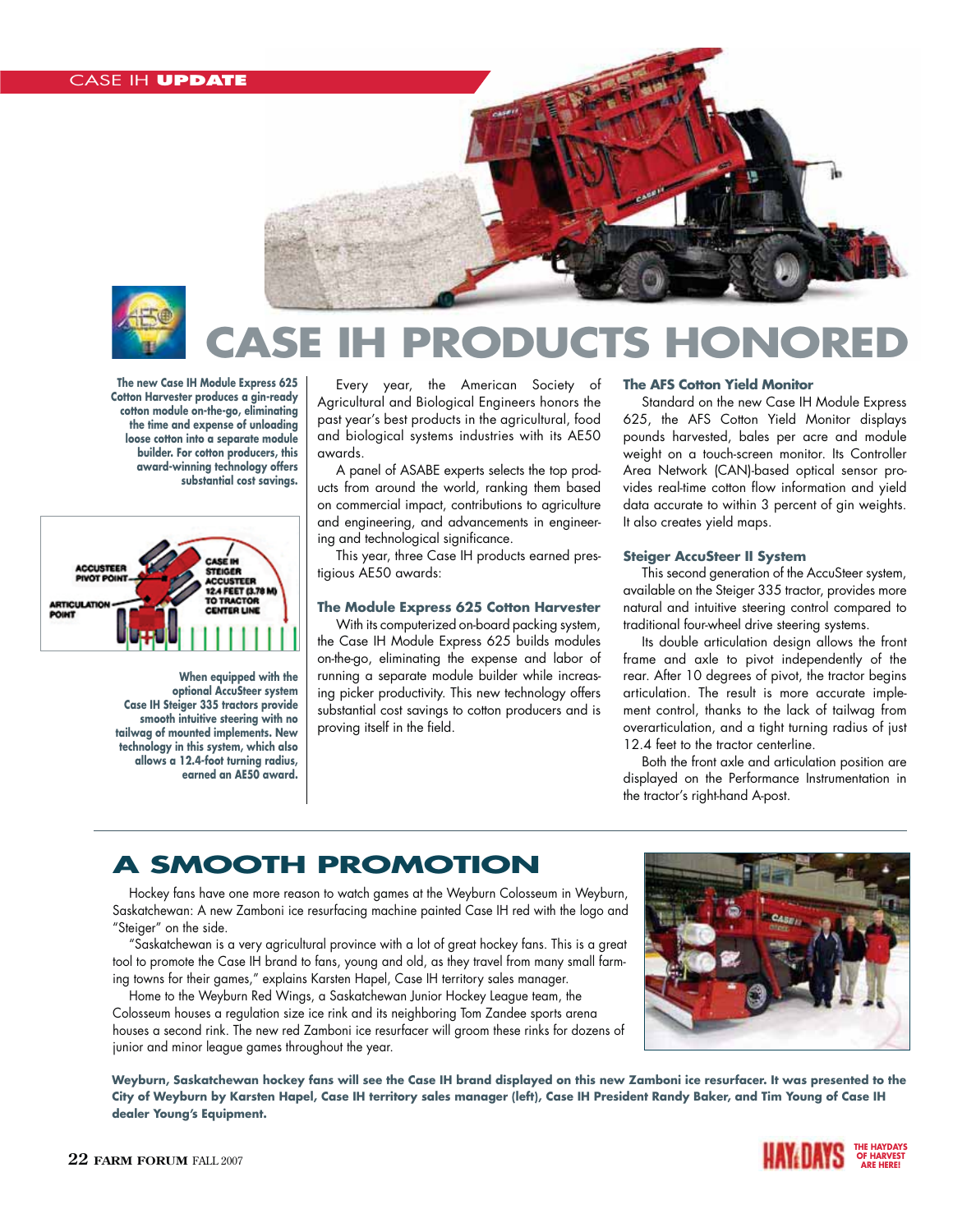CASE IH **UPDATE**

# CASE IH PRODUCTS HONORED

**The new Case IH Module Express 625 Cotton Harvester produces a gin-ready cotton module on-the-go, eliminating the time and expense of unloading loose cotton into a separate module builder. For cotton producers, this award-winning technology offers substantial cost savings.**

ACCUSTEER PIVOT POINT
ARTICULATION POINT
CASE IH STEIGER ACCUSTEER 12.4 FEET (3.78 M) TO TRACTOR CENTER LINE

**When equipped with the optional AccuSteer system Case IH Steiger 335 tractors provide smooth intuitive steering with no tailwag of mounted implements. New technology in this system, which also allows a 12.4-foot turning radius, earned an AE50 award.**

Every year, the American Society of Agricultural and Biological Engineers honors the past year's best products in the agricultural, food and biological systems industries with its AE50 awards.

A panel of ASABE experts selects the top products from around the world, ranking them based on commercial impact, contributions to agriculture and engineering, and advancements in engineering and technological significance.

This year, three Case IH products earned prestigious AE50 awards:

### The Module Express 625 Cotton Harvester

With its computerized on-board packing system, the Case IH Module Express 625 builds modules on-the-go, eliminating the expense and labor of running a separate module builder while increasing picker productivity. This new technology offers substantial cost savings to cotton producers and is proving itself in the field.

### The AFS Cotton Yield Monitor

Standard on the new Case IH Module Express 625, the AFS Cotton Yield Monitor displays pounds harvested, bales per acre and module weight on a touch-screen monitor. Its Controller Area Network (CAN)-based optical sensor provides real-time cotton flow information and yield data accurate to within 3 percent of gin weights. It also creates yield maps.

### Steiger AccuSteer II System

This second generation of the AccuSteer system, available on the Steiger 335 tractor, provides more natural and intuitive steering control compared to traditional four-wheel drive steering systems.

Its double articulation design allows the front frame and axle to pivot independently of the rear. After 10 degrees of pivot, the tractor begins articulation. The result is more accurate implement control, thanks to the lack of tailwag from overarticulation, and a tight turning radius of just 12.4 feet to the tractor centerline.

Both the front axle and articulation position are displayed on the Performance Instrumentation in the tractor's right-hand A-post.

# A SMOOTH PROMOTION

Hockey fans have one more reason to watch games at the Weyburn Colosseum in Weyburn, Saskatchewan: A new Zamboni ice resurfacing machine painted Case IH red with the logo and "Steiger" on the side.

"Saskatchewan is a very agricultural province with a lot of great hockey fans. This is a great tool to promote the Case IH brand to fans, young and old, as they travel from many small farming towns for their games," explains Karsten Hapel, Case IH territory sales manager.

Home to the Weyburn Red Wings, a Saskatchewan Junior Hockey League team, the Colosseum houses a regulation size ice rink and its neighboring Tom Zandee sports arena houses a second rink. The new red Zamboni ice resurfacer will groom these rinks for dozens of junior and minor league games throughout the year.

**Weyburn, Saskatchewan hockey fans will see the Case IH brand displayed on this new Zamboni ice resurfacer. It was presented to the City of Weyburn by Karsten Hapel, Case IH territory sales manager (left), Case IH President Randy Baker, and Tim Young of Case IH dealer Young's Equipment.**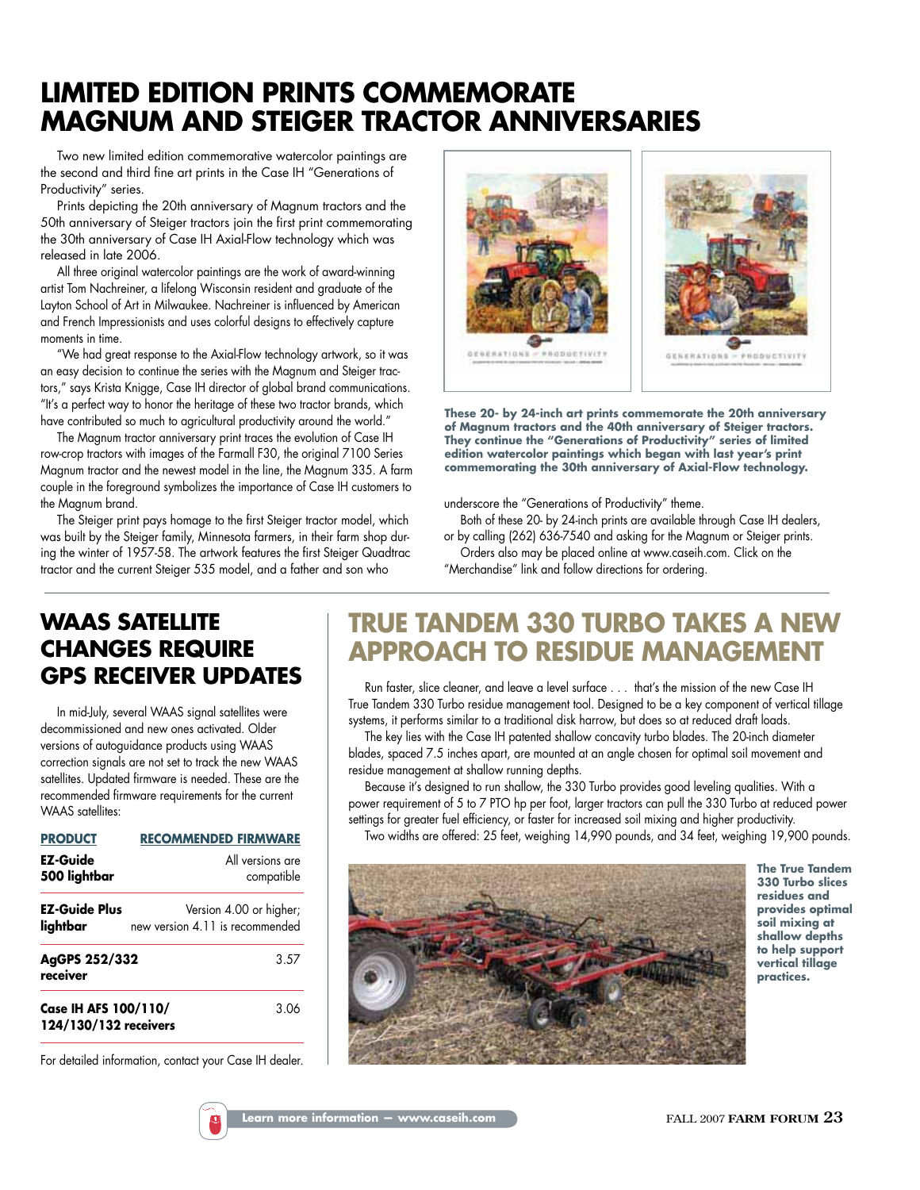# LIMITED EDITION PRINTS COMMEMORATE MAGNUM AND STEIGER TRACTOR ANNIVERSARIES

Two new limited edition commemorative watercolor paintings are the second and third fine art prints in the Case IH "Generations of Productivity" series.

Prints depicting the 20th anniversary of Magnum tractors and the 50th anniversary of Steiger tractors join the first print commemorating the 30th anniversary of Case IH Axial-Flow technology which was released in late 2006.

All three original watercolor paintings are the work of award-winning artist Tom Nachreiner, a lifelong Wisconsin resident and graduate of the Layton School of Art in Milwaukee. Nachreiner is influenced by American and French Impressionists and uses colorful designs to effectively capture moments in time.

"We had great response to the Axial-Flow technology artwork, so it was an easy decision to continue the series with the Magnum and Steiger tractors," says Krista Knigge, Case IH director of global brand communications. "It's a perfect way to honor the heritage of these two tractor brands, which have contributed so much to agricultural productivity around the world."

The Magnum tractor anniversary print traces the evolution of Case IH row-crop tractors with images of the Farmall F30, the original 7100 Series Magnum tractor and the newest model in the line, the Magnum 335. A farm couple in the foreground symbolizes the importance of Case IH customers to the Magnum brand.

The Steiger print pays homage to the first Steiger tractor model, which was built by the Steiger family, Minnesota farmers, in their farm shop during the winter of 1957-58. The artwork features the first Steiger Quadtrac tractor and the current Steiger 535 model, and a father and son who underscore the "Generations of Productivity" theme.

**These 20- by 24-inch art prints commemorate the 20th anniversary of Magnum tractors and the 40th anniversary of Steiger tractors. They continue the "Generations of Productivity" series of limited edition watercolor paintings which began with last year's print commemorating the 30th anniversary of Axial-Flow technology.**

Both of these 20- by 24-inch prints are available through Case IH dealers, or by calling (262) 636-7540 and asking for the Magnum or Steiger prints.

Orders also may be placed online at www.caseih.com. Click on the "Merchandise" link and follow directions for ordering.

## WAAS SATELLITE CHANGES REQUIRE GPS RECEIVER UPDATES

In mid-July, several WAAS signal satellites were decommissioned and new ones activated. Older versions of autoguidance products using WAAS correction signals are not set to track the new WAAS satellites. Updated firmware is needed. These are the recommended firmware requirements for the current WAAS satellites:

| PRODUCT | RECOMMENDED FIRMWARE |
|---|---|
| **EZ-Guide 500 lightbar** | All versions are compatible |
| **EZ-Guide Plus lightbar** | Version 4.00 or higher; new version 4.11 is recommended |
| **AgGPS 252/332 receiver** | 3.57 |
| **Case IH AFS 100/110/124/130/132 receivers** | 3.06 |

For detailed information, contact your Case IH dealer.

## TRUE TANDEM 330 TURBO TAKES A NEW APPROACH TO RESIDUE MANAGEMENT

Run faster, slice cleaner, and leave a level surface . . . that's the mission of the new Case IH True Tandem 330 Turbo residue management tool. Designed to be a key component of vertical tillage systems, it performs similar to a traditional disk harrow, but does so at reduced draft loads.

The key lies with the Case IH patented shallow concavity turbo blades. The 20-inch diameter blades, spaced 7.5 inches apart, are mounted at an angle chosen for optimal soil movement and residue management at shallow running depths.

Because it's designed to run shallow, the 330 Turbo provides good leveling qualities. With a power requirement of 5 to 7 PTO hp per foot, larger tractors can pull the 330 Turbo at reduced power settings for greater fuel efficiency, or faster for increased soil mixing and higher productivity.

Two widths are offered: 25 feet, weighing 14,990 pounds, and 34 feet, weighing 19,900 pounds.

**The True Tandem 330 Turbo slices residues and provides optimal soil mixing at shallow depths to help support vertical tillage practices.**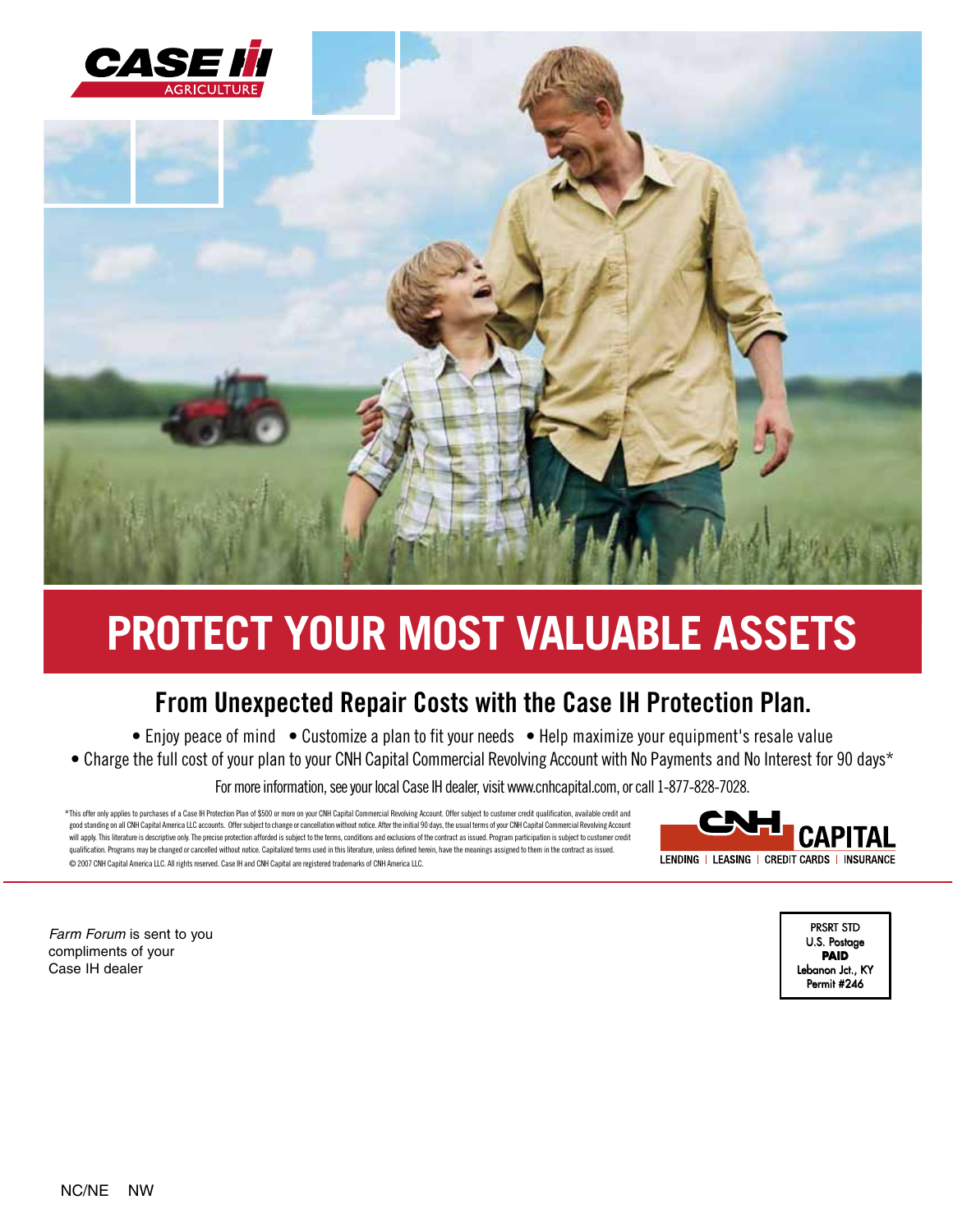CASE IH AGRICULTURE

# PROTECT YOUR MOST VALUABLE ASSETS

## From Unexpected Repair Costs with the Case IH Protection Plan.

- Enjoy peace of mind
- Customize a plan to fit your needs
- Help maximize your equipment's resale value
- Charge the full cost of your plan to your CNH Capital Commercial Revolving Account with No Payments and No Interest for 90 days*

For more information, see your local Case IH dealer, visit www.cnhcapital.com, or call 1-877-828-7028.

*This offer only applies to purchases of a Case IH Protection Plan of $500 or more on your CNH Capital Commercial Revolving Account. Offer subject to customer credit qualification, available credit and good standing on all CNH Capital America LLC accounts. Offer subject to change or cancellation without notice. After the initial 90 days, the usual terms of your CNH Capital Commercial Revolving Account will apply. This literature is descriptive only. The precise protection afforded is subject to the terms, conditions and exclusions of the contract as issued. Program participation is subject to customer credit qualification. Programs may be changed or cancelled without notice. Capitalized terms used in this literature, unless defined herein, have the meanings assigned to them in the contract as issued.
© 2007 CNH Capital America LLC. All rights reserved. Case IH and CNH Capital are registered trademarks of CNH America LLC.

CNH CAPITAL
LENDING | LEASING | CREDIT CARDS | INSURANCE

*Farm Forum* is sent to you compliments of your Case IH dealer

PRSRT STD
U.S. Postage
**PAID**
Lebanon Jct., KY
Permit #246

NC/NE NW